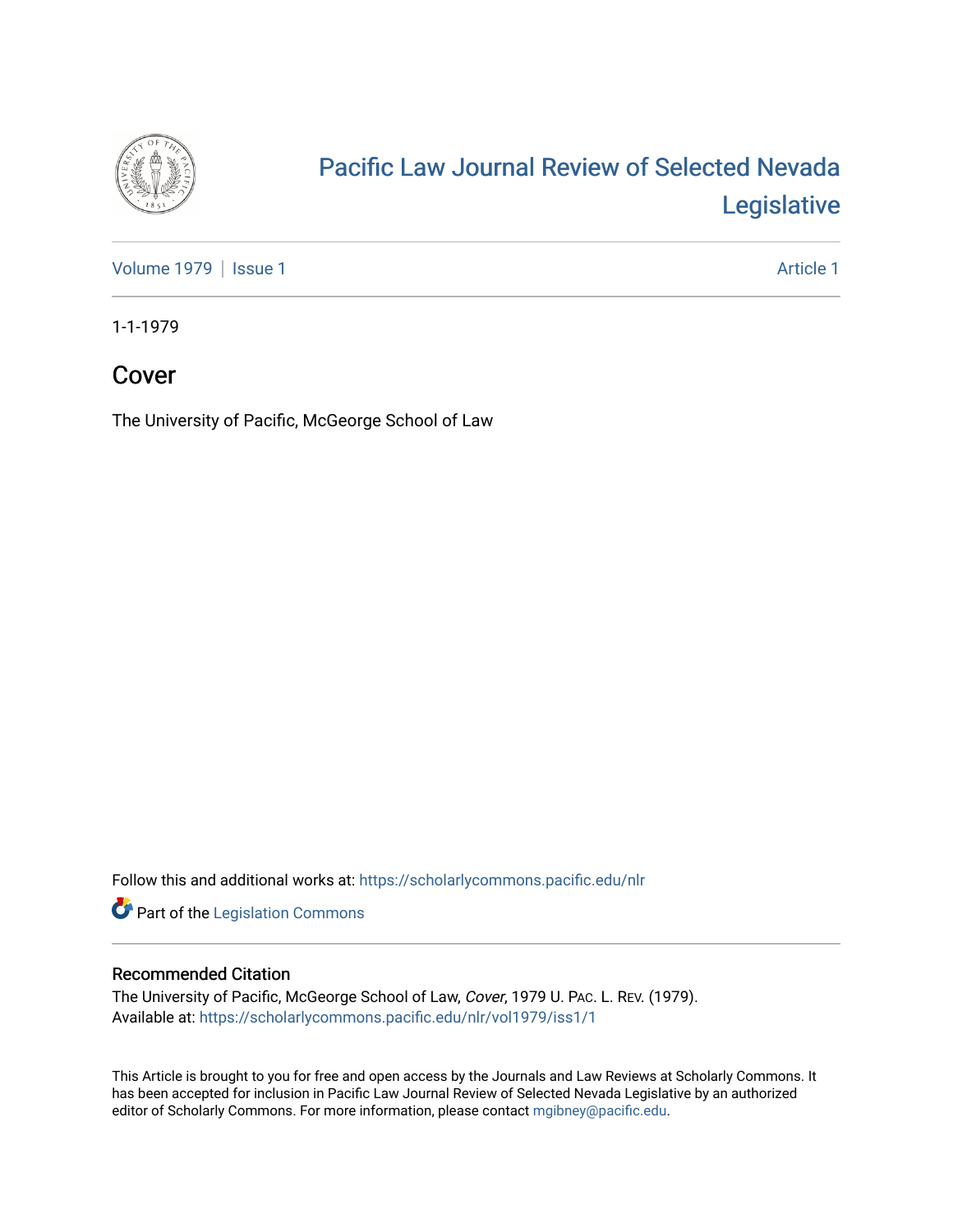# Pacific Law Journal Review of Selected Nevada Legislative

Volume 1979 | Issue 1 Article 1

1-1-1979

## Cover

The University of Pacific, McGeorge School of Law

Follow this and additional works at: https://scholarlycommons.pacific.edu/nlr

Part of the Legislation Commons

### Recommended Citation

The University of Pacific, McGeorge School of Law, *Cover*, 1979 U. PAC. L. REV. (1979).
Available at: https://scholarlycommons.pacific.edu/nlr/vol1979/iss1/1

This Article is brought to you for free and open access by the Journals and Law Reviews at Scholarly Commons. It has been accepted for inclusion in Pacific Law Journal Review of Selected Nevada Legislative by an authorized editor of Scholarly Commons. For more information, please contact mgibney@pacific.edu.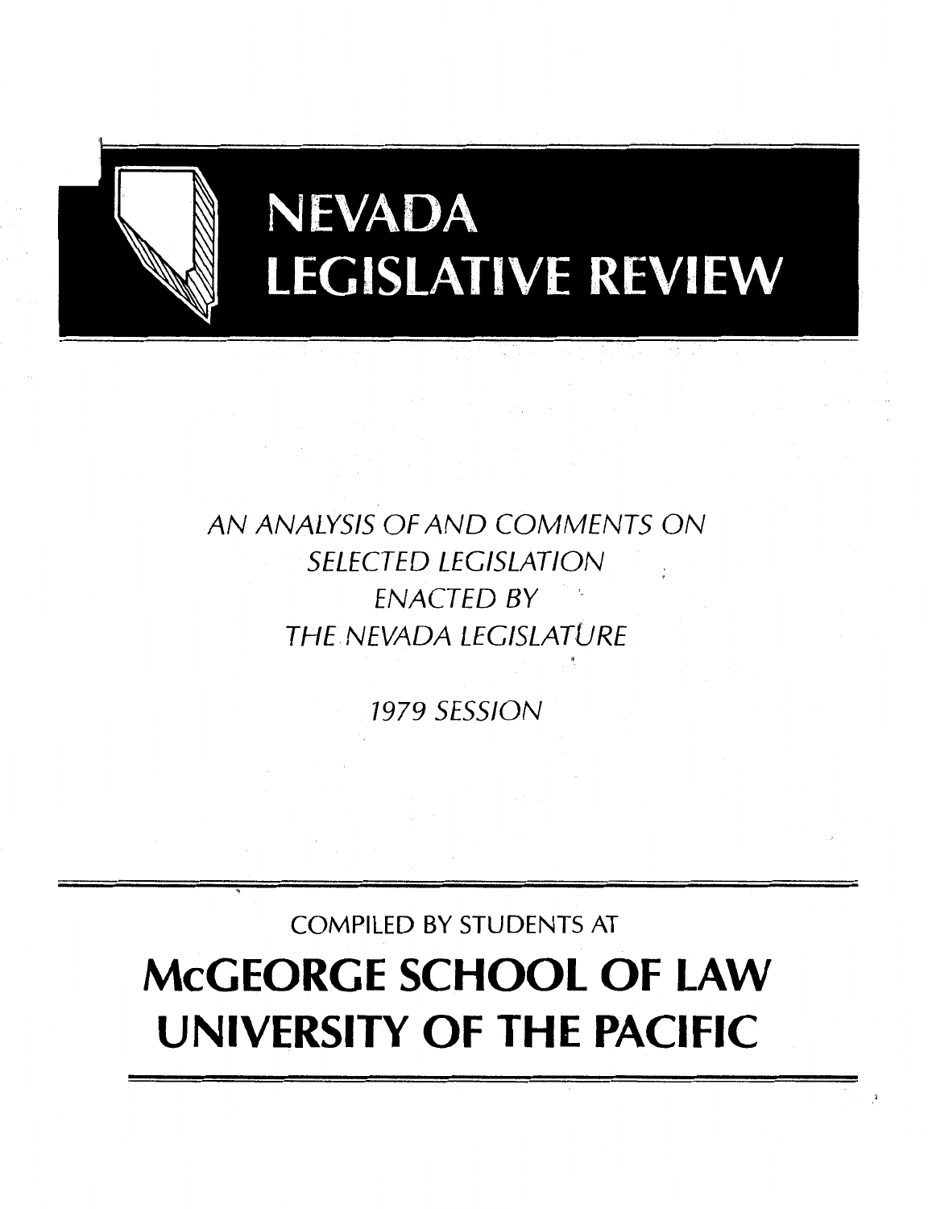# NEVADA LEGISLATIVE REVIEW

*AN ANALYSIS OF AND COMMENTS ON*
*SELECTED LEGISLATION*
*ENACTED BY*
*THE NEVADA LEGISLATURE*

*1979 SESSION*

COMPILED BY STUDENTS AT

## McGEORGE SCHOOL OF LAW
## UNIVERSITY OF THE PACIFIC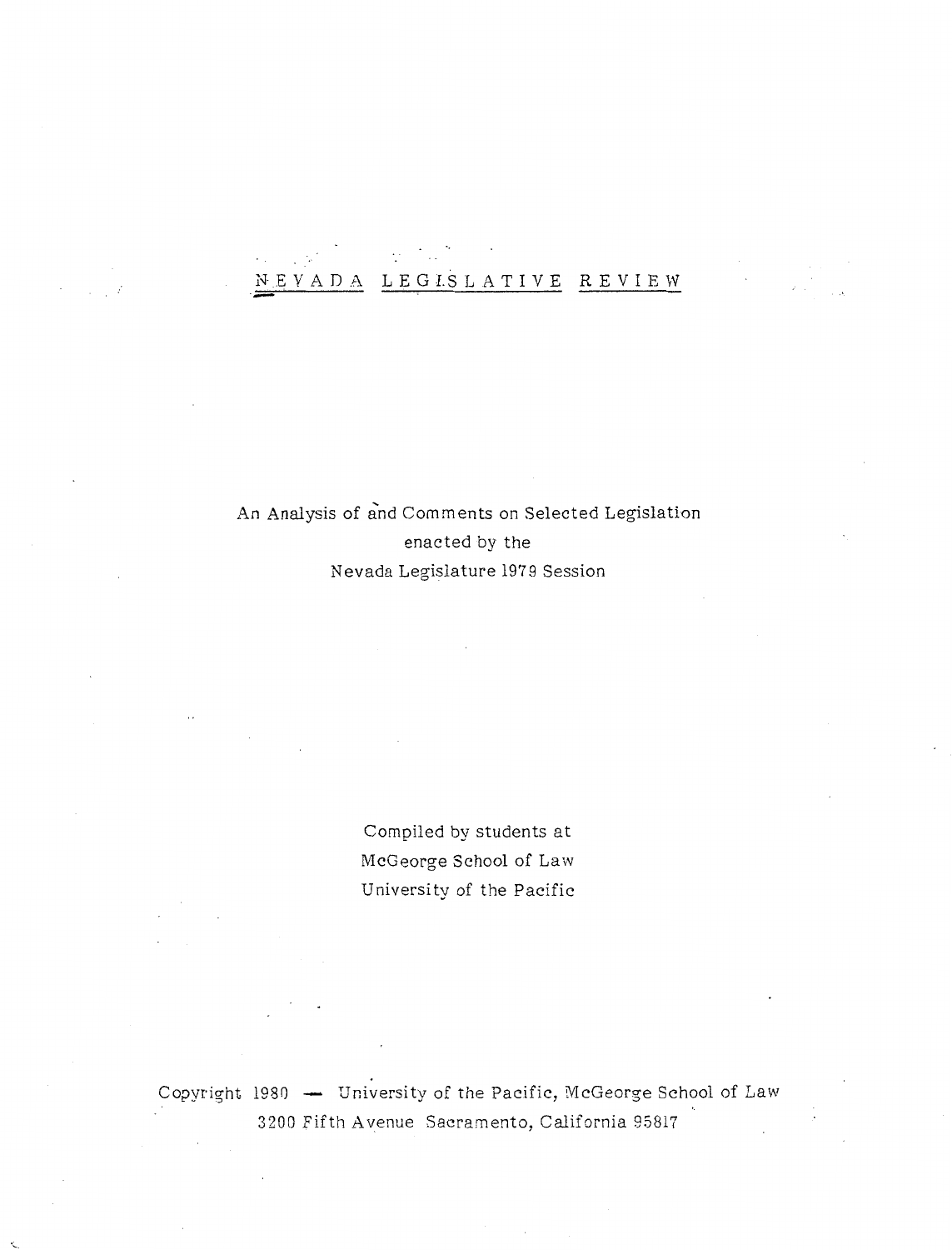# NEVADA LEGISLATIVE REVIEW

An Analysis of and Comments on Selected Legislation
enacted by the
Nevada Legislature 1979 Session

Compiled by students at
McGeorge School of Law
University of the Pacific

Copyright 1980 — University of the Pacific, McGeorge School of Law
3200 Fifth Avenue Sacramento, California 95817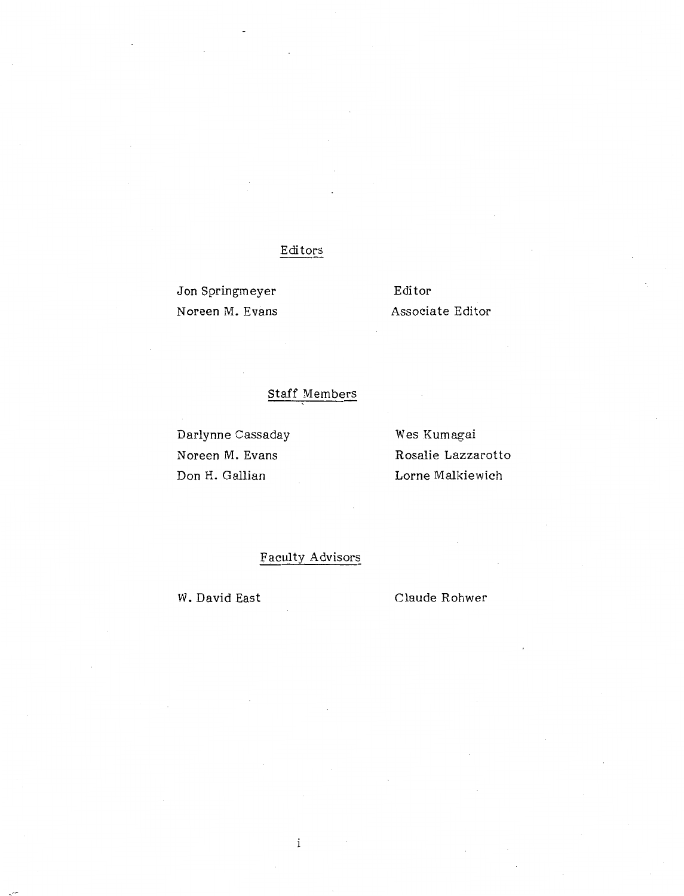## Editors

| | |
|---|---|
| Jon Springmeyer | Editor |
| Noreen M. Evans | Associate Editor |

## Staff Members

Darlynne Cassaday
Noreen M. Evans
Don H. Gallian
Wes Kumagai
Rosalie Lazzarotto
Lorne Malkiewich

## Faculty Advisors

W. David East
Claude Rohwer